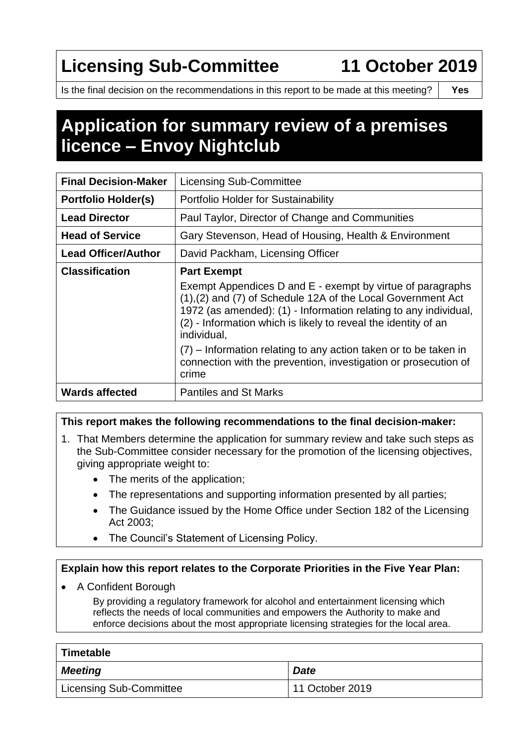# Licensing Sub-Committee 11 October 2019

| Is the final decision on the recommendations in this report to be made at this meeting? | Yes |
|---|---|

# Application for summary review of a premises licence – Envoy Nightclub

| | |
|---|---|
| **Final Decision-Maker** | Licensing Sub-Committee |
| **Portfolio Holder(s)** | Portfolio Holder for Sustainability |
| **Lead Director** | Paul Taylor, Director of Change and Communities |
| **Head of Service** | Gary Stevenson, Head of Housing, Health & Environment |
| **Lead Officer/Author** | David Packham, Licensing Officer |
| **Classification** | **Part Exempt**<br>Exempt Appendices D and E - exempt by virtue of paragraphs (1),(2) and (7) of Schedule 12A of the Local Government Act 1972 (as amended): (1) - Information relating to any individual, (2) - Information which is likely to reveal the identity of an individual,<br>(7) – Information relating to any action taken or to be taken in connection with the prevention, investigation or prosecution of crime |
| **Wards affected** | Pantiles and St Marks |

**This report makes the following recommendations to the final decision-maker:**

1. That Members determine the application for summary review and take such steps as the Sub-Committee consider necessary for the promotion of the licensing objectives, giving appropriate weight to:
   - The merits of the application;
   - The representations and supporting information presented by all parties;
   - The Guidance issued by the Home Office under Section 182 of the Licensing Act 2003;
   - The Council's Statement of Licensing Policy.

**Explain how this report relates to the Corporate Priorities in the Five Year Plan:**

- A Confident Borough

  By providing a regulatory framework for alcohol and entertainment licensing which reflects the needs of local communities and empowers the Authority to make and enforce decisions about the most appropriate licensing strategies for the local area.

| **Timetable** | |
|---|---|
| ***Meeting*** | ***Date*** |
| Licensing Sub-Committee | 11 October 2019 |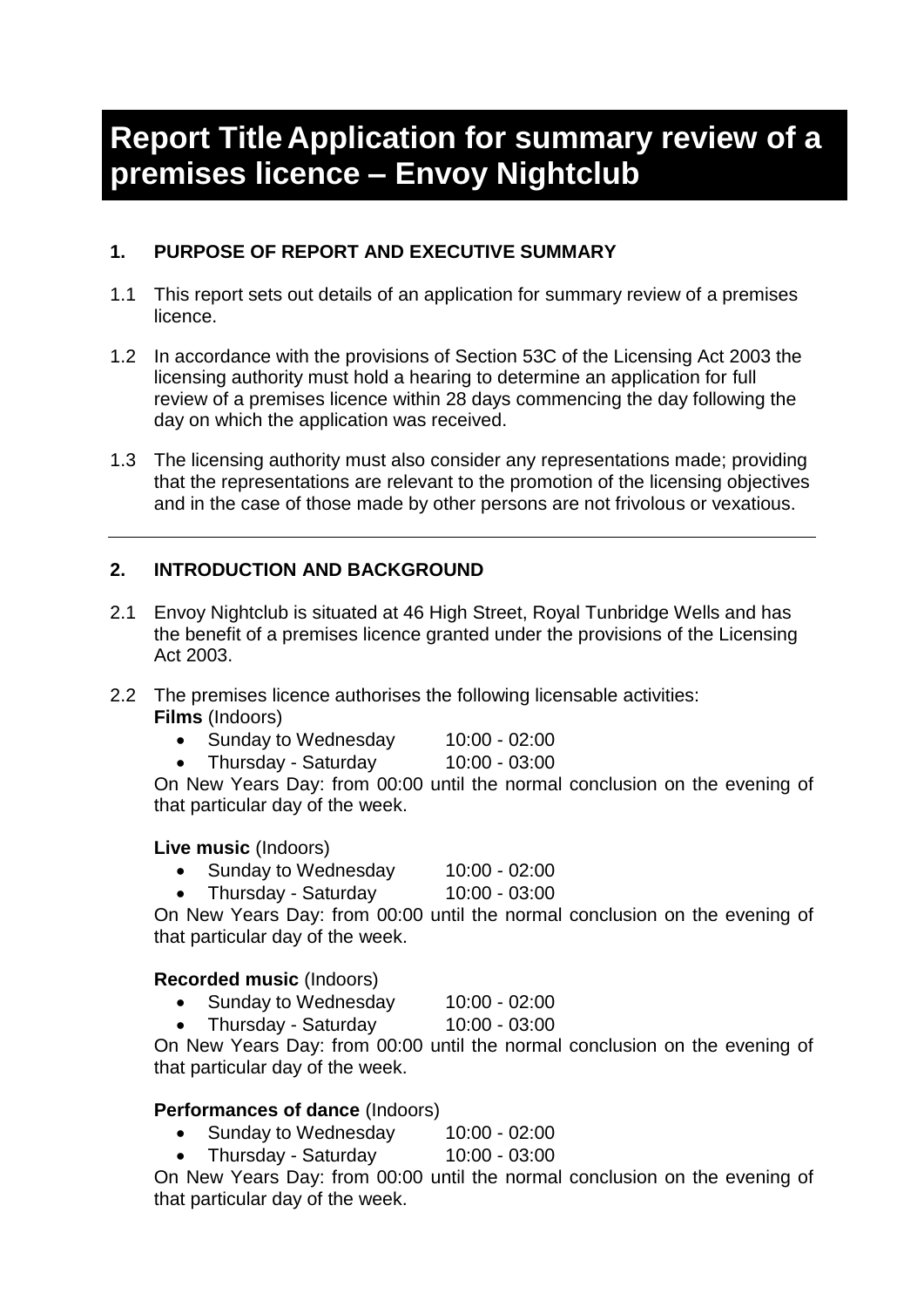# Report Title Application for summary review of a premises licence – Envoy Nightclub

## 1. PURPOSE OF REPORT AND EXECUTIVE SUMMARY

1.1 This report sets out details of an application for summary review of a premises licence.

1.2 In accordance with the provisions of Section 53C of the Licensing Act 2003 the licensing authority must hold a hearing to determine an application for full review of a premises licence within 28 days commencing the day following the day on which the application was received.

1.3 The licensing authority must also consider any representations made; providing that the representations are relevant to the promotion of the licensing objectives and in the case of those made by other persons are not frivolous or vexatious.

---

## 2. INTRODUCTION AND BACKGROUND

2.1 Envoy Nightclub is situated at 46 High Street, Royal Tunbridge Wells and has the benefit of a premises licence granted under the provisions of the Licensing Act 2003.

2.2 The premises licence authorises the following licensable activities:

**Films** (Indoors)

- Sunday to Wednesday 10:00 - 02:00
- Thursday - Saturday 10:00 - 03:00

On New Years Day: from 00:00 until the normal conclusion on the evening of that particular day of the week.

**Live music** (Indoors)

- Sunday to Wednesday 10:00 - 02:00
- Thursday - Saturday 10:00 - 03:00

On New Years Day: from 00:00 until the normal conclusion on the evening of that particular day of the week.

**Recorded music** (Indoors)

- Sunday to Wednesday 10:00 - 02:00
- Thursday - Saturday 10:00 - 03:00

On New Years Day: from 00:00 until the normal conclusion on the evening of that particular day of the week.

**Performances of dance** (Indoors)

- Sunday to Wednesday 10:00 - 02:00
- Thursday - Saturday 10:00 - 03:00

On New Years Day: from 00:00 until the normal conclusion on the evening of that particular day of the week.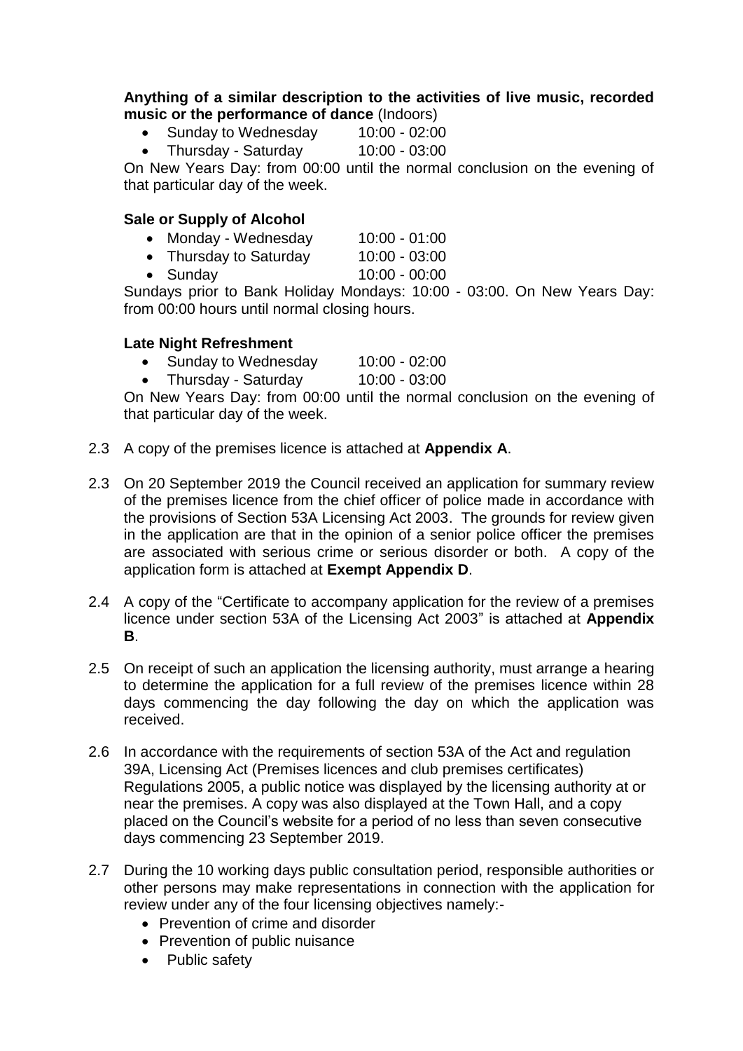**Anything of a similar description to the activities of live music, recorded music or the performance of dance** (Indoors)

- Sunday to Wednesday 10:00 - 02:00
- Thursday - Saturday 10:00 - 03:00

On New Years Day: from 00:00 until the normal conclusion on the evening of that particular day of the week.

**Sale or Supply of Alcohol**

- Monday - Wednesday 10:00 - 01:00
- Thursday to Saturday 10:00 - 03:00
- Sunday 10:00 - 00:00

Sundays prior to Bank Holiday Mondays: 10:00 - 03:00. On New Years Day: from 00:00 hours until normal closing hours.

**Late Night Refreshment**

- Sunday to Wednesday 10:00 - 02:00
- Thursday - Saturday 10:00 - 03:00

On New Years Day: from 00:00 until the normal conclusion on the evening of that particular day of the week.

2.3 A copy of the premises licence is attached at **Appendix A**.

2.3 On 20 September 2019 the Council received an application for summary review of the premises licence from the chief officer of police made in accordance with the provisions of Section 53A Licensing Act 2003. The grounds for review given in the application are that in the opinion of a senior police officer the premises are associated with serious crime or serious disorder or both. A copy of the application form is attached at **Exempt Appendix D**.

2.4 A copy of the "Certificate to accompany application for the review of a premises licence under section 53A of the Licensing Act 2003" is attached at **Appendix B**.

2.5 On receipt of such an application the licensing authority, must arrange a hearing to determine the application for a full review of the premises licence within 28 days commencing the day following the day on which the application was received.

2.6 In accordance with the requirements of section 53A of the Act and regulation 39A, Licensing Act (Premises licences and club premises certificates) Regulations 2005, a public notice was displayed by the licensing authority at or near the premises. A copy was also displayed at the Town Hall, and a copy placed on the Council's website for a period of no less than seven consecutive days commencing 23 September 2019.

2.7 During the 10 working days public consultation period, responsible authorities or other persons may make representations in connection with the application for review under any of the four licensing objectives namely:-

- Prevention of crime and disorder
- Prevention of public nuisance
- Public safety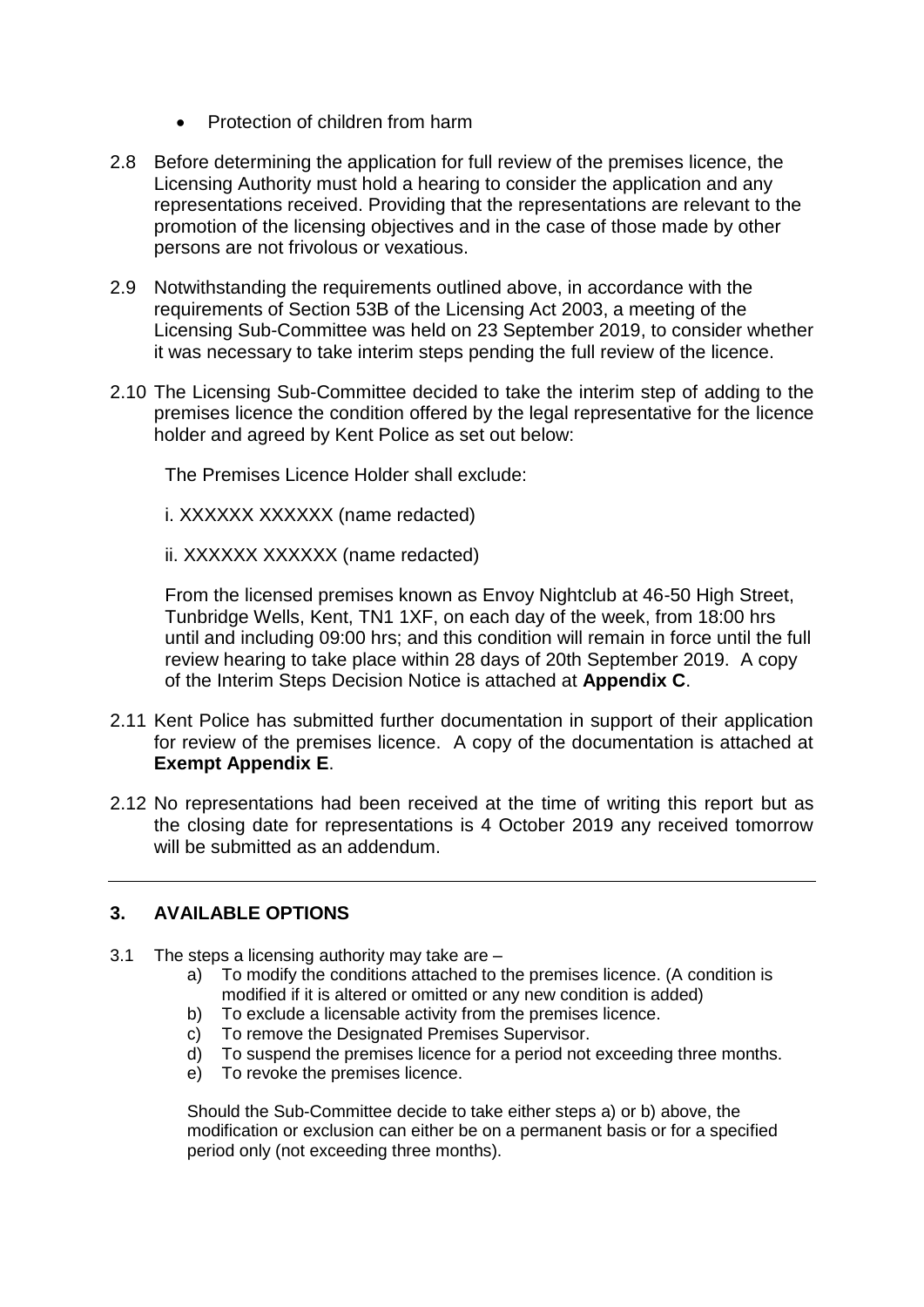- Protection of children from harm

2.8 Before determining the application for full review of the premises licence, the Licensing Authority must hold a hearing to consider the application and any representations received. Providing that the representations are relevant to the promotion of the licensing objectives and in the case of those made by other persons are not frivolous or vexatious.

2.9 Notwithstanding the requirements outlined above, in accordance with the requirements of Section 53B of the Licensing Act 2003, a meeting of the Licensing Sub-Committee was held on 23 September 2019, to consider whether it was necessary to take interim steps pending the full review of the licence.

2.10 The Licensing Sub-Committee decided to take the interim step of adding to the premises licence the condition offered by the legal representative for the licence holder and agreed by Kent Police as set out below:

The Premises Licence Holder shall exclude:

i. XXXXXX XXXXXX (name redacted)

ii. XXXXXX XXXXXX (name redacted)

From the licensed premises known as Envoy Nightclub at 46-50 High Street, Tunbridge Wells, Kent, TN1 1XF, on each day of the week, from 18:00 hrs until and including 09:00 hrs; and this condition will remain in force until the full review hearing to take place within 28 days of 20th September 2019. A copy of the Interim Steps Decision Notice is attached at **Appendix C**.

2.11 Kent Police has submitted further documentation in support of their application for review of the premises licence. A copy of the documentation is attached at **Exempt Appendix E**.

2.12 No representations had been received at the time of writing this report but as the closing date for representations is 4 October 2019 any received tomorrow will be submitted as an addendum.

---

## 3. AVAILABLE OPTIONS

3.1 The steps a licensing authority may take are –

a) To modify the conditions attached to the premises licence. (A condition is modified if it is altered or omitted or any new condition is added)
b) To exclude a licensable activity from the premises licence.
c) To remove the Designated Premises Supervisor.
d) To suspend the premises licence for a period not exceeding three months.
e) To revoke the premises licence.

Should the Sub-Committee decide to take either steps a) or b) above, the modification or exclusion can either be on a permanent basis or for a specified period only (not exceeding three months).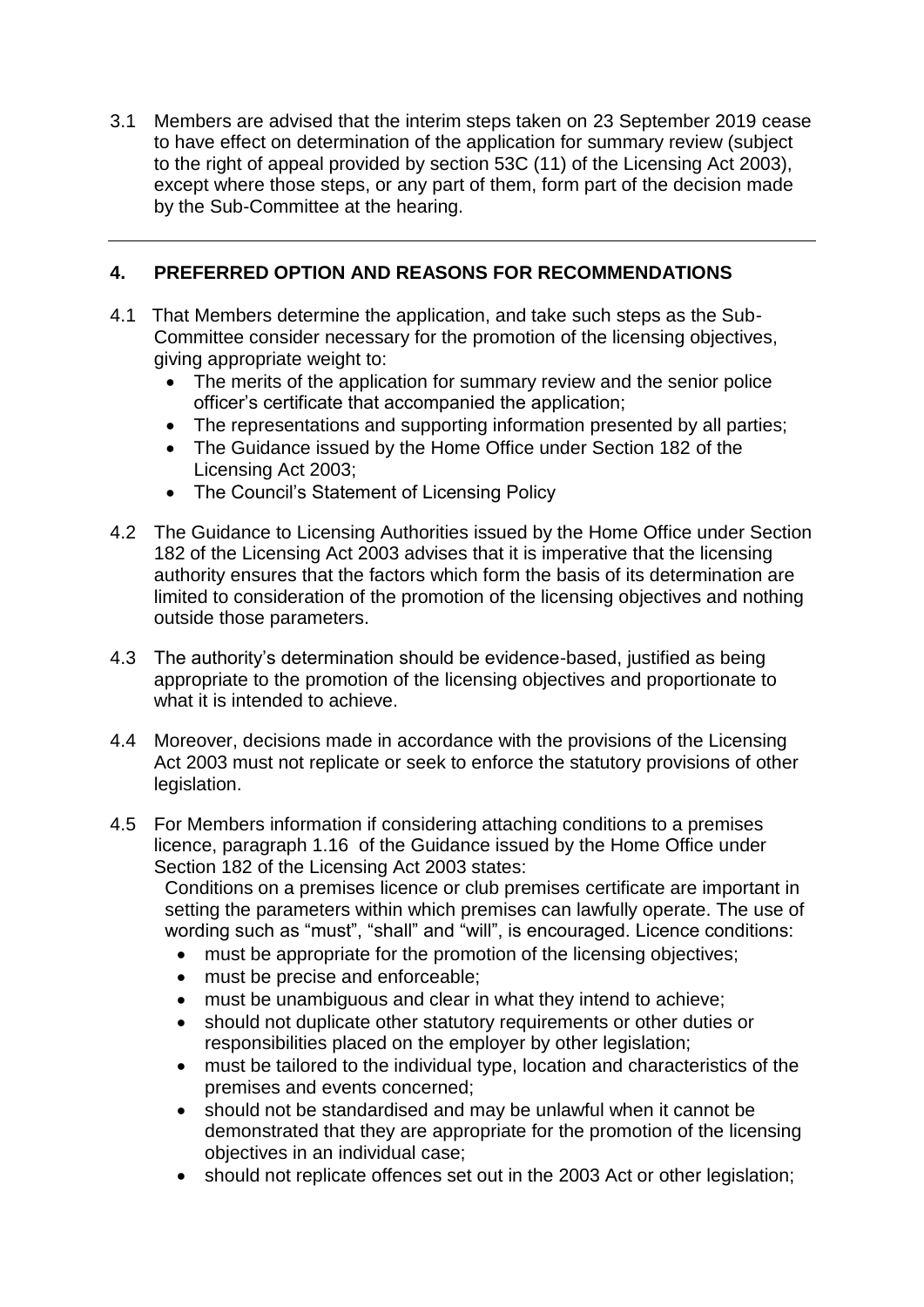3.1 Members are advised that the interim steps taken on 23 September 2019 cease to have effect on determination of the application for summary review (subject to the right of appeal provided by section 53C (11) of the Licensing Act 2003), except where those steps, or any part of them, form part of the decision made by the Sub-Committee at the hearing.

---

## 4. PREFERRED OPTION AND REASONS FOR RECOMMENDATIONS

4.1 That Members determine the application, and take such steps as the Sub-Committee consider necessary for the promotion of the licensing objectives, giving appropriate weight to:

- The merits of the application for summary review and the senior police officer's certificate that accompanied the application;
- The representations and supporting information presented by all parties;
- The Guidance issued by the Home Office under Section 182 of the Licensing Act 2003;
- The Council's Statement of Licensing Policy

4.2 The Guidance to Licensing Authorities issued by the Home Office under Section 182 of the Licensing Act 2003 advises that it is imperative that the licensing authority ensures that the factors which form the basis of its determination are limited to consideration of the promotion of the licensing objectives and nothing outside those parameters.

4.3 The authority's determination should be evidence-based, justified as being appropriate to the promotion of the licensing objectives and proportionate to what it is intended to achieve.

4.4 Moreover, decisions made in accordance with the provisions of the Licensing Act 2003 must not replicate or seek to enforce the statutory provisions of other legislation.

4.5 For Members information if considering attaching conditions to a premises licence, paragraph 1.16 of the Guidance issued by the Home Office under Section 182 of the Licensing Act 2003 states:

Conditions on a premises licence or club premises certificate are important in setting the parameters within which premises can lawfully operate. The use of wording such as "must", "shall" and "will", is encouraged. Licence conditions:

- must be appropriate for the promotion of the licensing objectives;
- must be precise and enforceable;
- must be unambiguous and clear in what they intend to achieve;
- should not duplicate other statutory requirements or other duties or responsibilities placed on the employer by other legislation;
- must be tailored to the individual type, location and characteristics of the premises and events concerned;
- should not be standardised and may be unlawful when it cannot be demonstrated that they are appropriate for the promotion of the licensing objectives in an individual case;
- should not replicate offences set out in the 2003 Act or other legislation;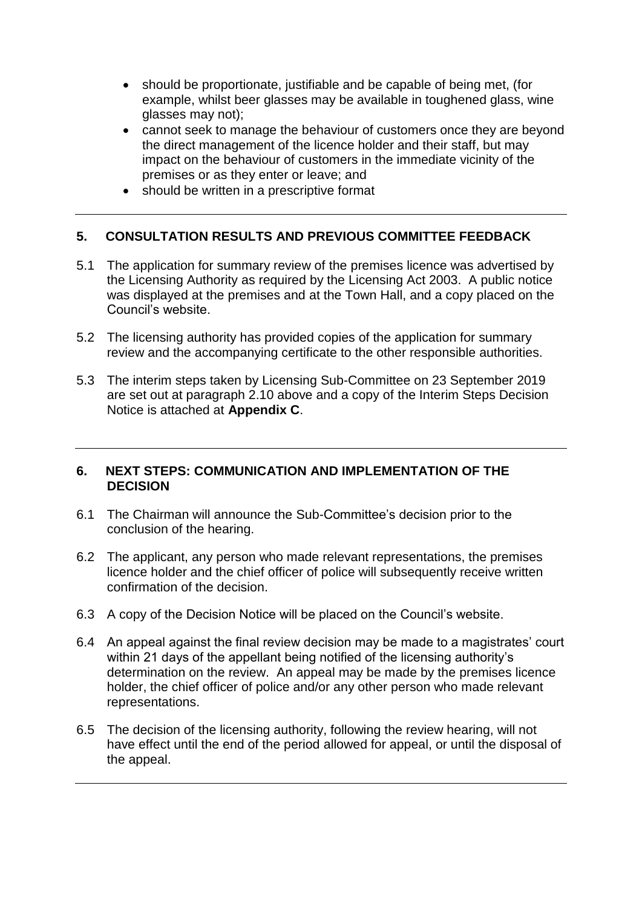- should be proportionate, justifiable and be capable of being met, (for example, whilst beer glasses may be available in toughened glass, wine glasses may not);
- cannot seek to manage the behaviour of customers once they are beyond the direct management of the licence holder and their staff, but may impact on the behaviour of customers in the immediate vicinity of the premises or as they enter or leave; and
- should be written in a prescriptive format

---

## 5. CONSULTATION RESULTS AND PREVIOUS COMMITTEE FEEDBACK

5.1 The application for summary review of the premises licence was advertised by the Licensing Authority as required by the Licensing Act 2003. A public notice was displayed at the premises and at the Town Hall, and a copy placed on the Council's website.

5.2 The licensing authority has provided copies of the application for summary review and the accompanying certificate to the other responsible authorities.

5.3 The interim steps taken by Licensing Sub-Committee on 23 September 2019 are set out at paragraph 2.10 above and a copy of the Interim Steps Decision Notice is attached at **Appendix C**.

---

## 6. NEXT STEPS: COMMUNICATION AND IMPLEMENTATION OF THE DECISION

6.1 The Chairman will announce the Sub-Committee's decision prior to the conclusion of the hearing.

6.2 The applicant, any person who made relevant representations, the premises licence holder and the chief officer of police will subsequently receive written confirmation of the decision.

6.3 A copy of the Decision Notice will be placed on the Council's website.

6.4 An appeal against the final review decision may be made to a magistrates' court within 21 days of the appellant being notified of the licensing authority's determination on the review. An appeal may be made by the premises licence holder, the chief officer of police and/or any other person who made relevant representations.

6.5 The decision of the licensing authority, following the review hearing, will not have effect until the end of the period allowed for appeal, or until the disposal of the appeal.

---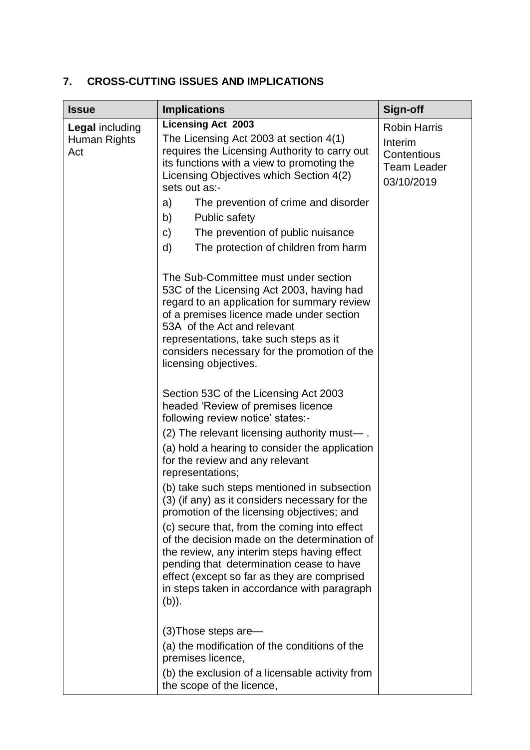## 7. CROSS-CUTTING ISSUES AND IMPLICATIONS

| Issue | Implications | Sign-off |
| --- | --- | --- |
| **Legal** including Human Rights Act | **Licensing Act 2003**<br>The Licensing Act 2003 at section 4(1) requires the Licensing Authority to carry out its functions with a view to promoting the Licensing Objectives which Section 4(2) sets out as:-<br>a) The prevention of crime and disorder<br>b) Public safety<br>c) The prevention of public nuisance<br>d) The protection of children from harm<br><br>The Sub-Committee must under section 53C of the Licensing Act 2003, having had regard to an application for summary review of a premises licence made under section 53A of the Act and relevant representations, take such steps as it considers necessary for the promotion of the licensing objectives.<br><br>Section 53C of the Licensing Act 2003 headed 'Review of premises licence following review notice' states:-<br>(2) The relevant licensing authority must— .<br>(a) hold a hearing to consider the application for the review and any relevant representations;<br>(b) take such steps mentioned in subsection (3) (if any) as it considers necessary for the promotion of the licensing objectives; and<br>(c) secure that, from the coming into effect of the decision made on the determination of the review, any interim steps having effect pending that determination cease to have effect (except so far as they are comprised in steps taken in accordance with paragraph (b)).<br><br>(3)Those steps are—<br>(a) the modification of the conditions of the premises licence,<br>(b) the exclusion of a licensable activity from the scope of the licence, | Robin Harris<br>Interim Contentious Team Leader<br>03/10/2019 |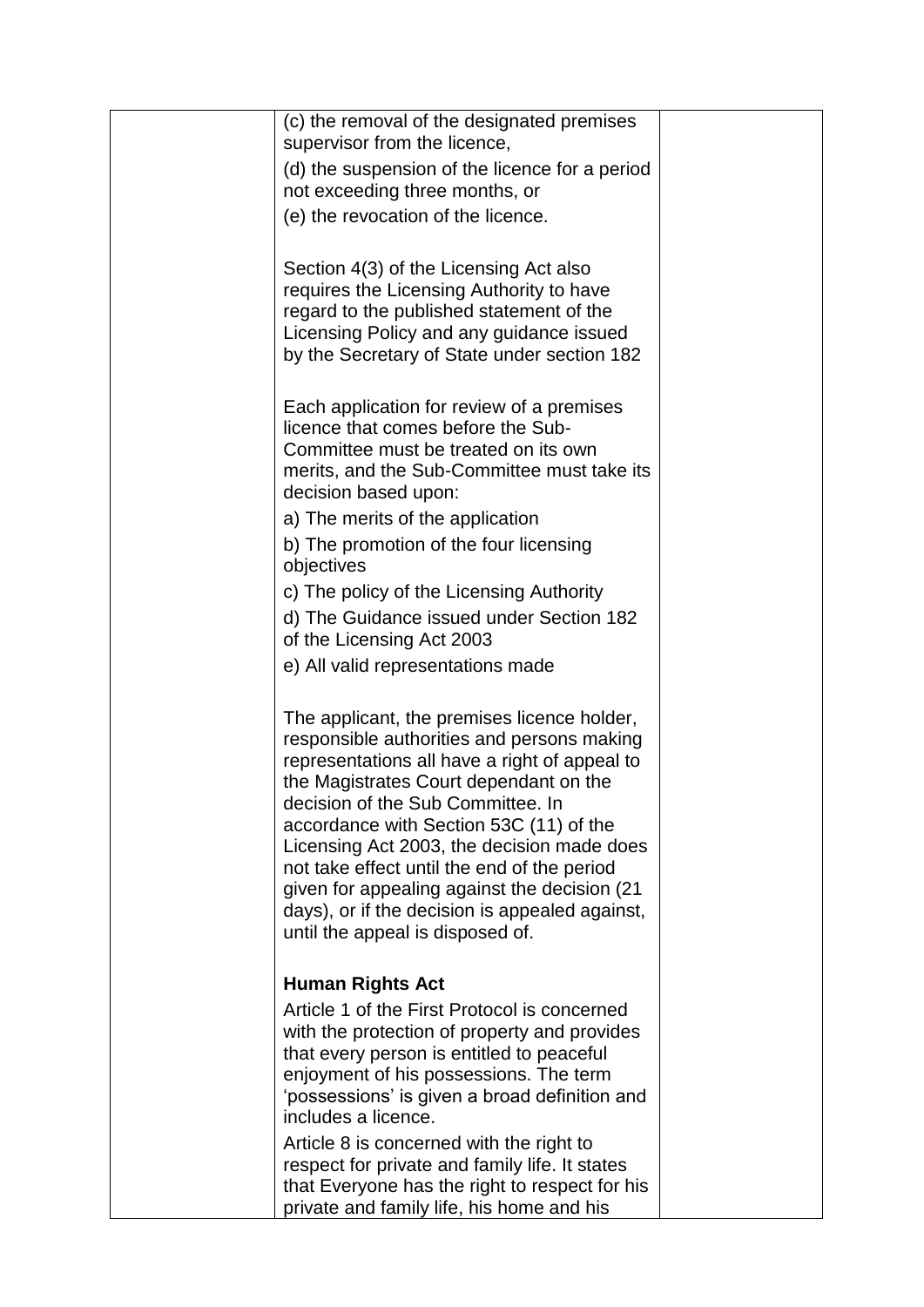| | (c) the removal of the designated premises supervisor from the licence,<br><br>(d) the suspension of the licence for a period not exceeding three months, or<br><br>(e) the revocation of the licence.<br><br>Section 4(3) of the Licensing Act also requires the Licensing Authority to have regard to the published statement of the Licensing Policy and any guidance issued by the Secretary of State under section 182<br><br>Each application for review of a premises licence that comes before the Sub-Committee must be treated on its own merits, and the Sub-Committee must take its decision based upon:<br><br>a) The merits of the application<br><br>b) The promotion of the four licensing objectives<br><br>c) The policy of the Licensing Authority<br><br>d) The Guidance issued under Section 182 of the Licensing Act 2003<br><br>e) All valid representations made<br><br>The applicant, the premises licence holder, responsible authorities and persons making representations all have a right of appeal to the Magistrates Court dependant on the decision of the Sub Committee. In accordance with Section 53C (11) of the Licensing Act 2003, the decision made does not take effect until the end of the period given for appealing against the decision (21 days), or if the decision is appealed against, until the appeal is disposed of.<br><br>**Human Rights Act**<br><br>Article 1 of the First Protocol is concerned with the protection of property and provides that every person is entitled to peaceful enjoyment of his possessions. The term 'possessions' is given a broad definition and includes a licence.<br><br>Article 8 is concerned with the right to respect for private and family life. It states that Everyone has the right to respect for his private and family life, his home and his | |
|---|---|---|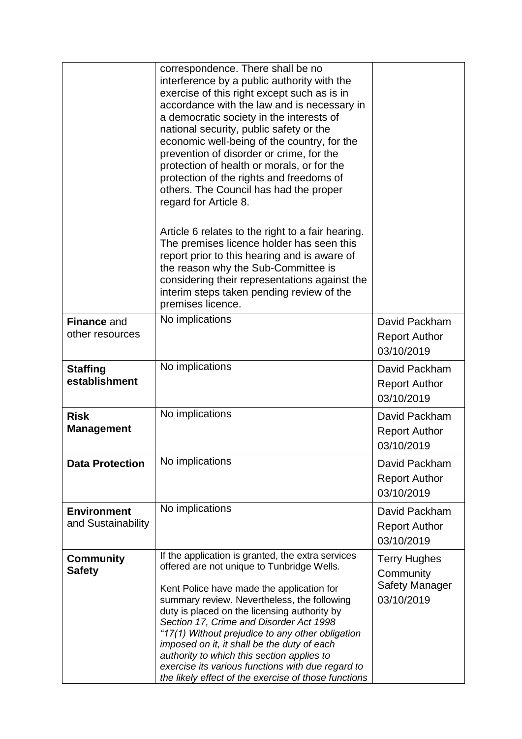| | | |
|---|---|---|
| | correspondence. There shall be no interference by a public authority with the exercise of this right except such as is in accordance with the law and is necessary in a democratic society in the interests of national security, public safety or the economic well-being of the country, for the prevention of disorder or crime, for the protection of health or morals, or for the protection of the rights and freedoms of others. The Council has had the proper regard for Article 8.<br><br>Article 6 relates to the right to a fair hearing. The premises licence holder has seen this report prior to this hearing and is aware of the reason why the Sub-Committee is considering their representations against the interim steps taken pending review of the premises licence. | |
| **Finance** and other resources | No implications | David Packham<br>Report Author<br>03/10/2019 |
| **Staffing establishment** | No implications | David Packham<br>Report Author<br>03/10/2019 |
| **Risk Management** | No implications | David Packham<br>Report Author<br>03/10/2019 |
| **Data Protection** | No implications | David Packham<br>Report Author<br>03/10/2019 |
| **Environment** and Sustainability | No implications | David Packham<br>Report Author<br>03/10/2019 |
| **Community Safety** | If the application is granted, the extra services offered are not unique to Tunbridge Wells.<br><br>Kent Police have made the application for summary review. Nevertheless, the following duty is placed on the licensing authority by *Section 17, Crime and Disorder Act 1998*<br>*"17(1) Without prejudice to any other obligation imposed on it, it shall be the duty of each authority to which this section applies to exercise its various functions with due regard to the likely effect of the exercise of those functions* | Terry Hughes<br>Community Safety Manager<br>03/10/2019 |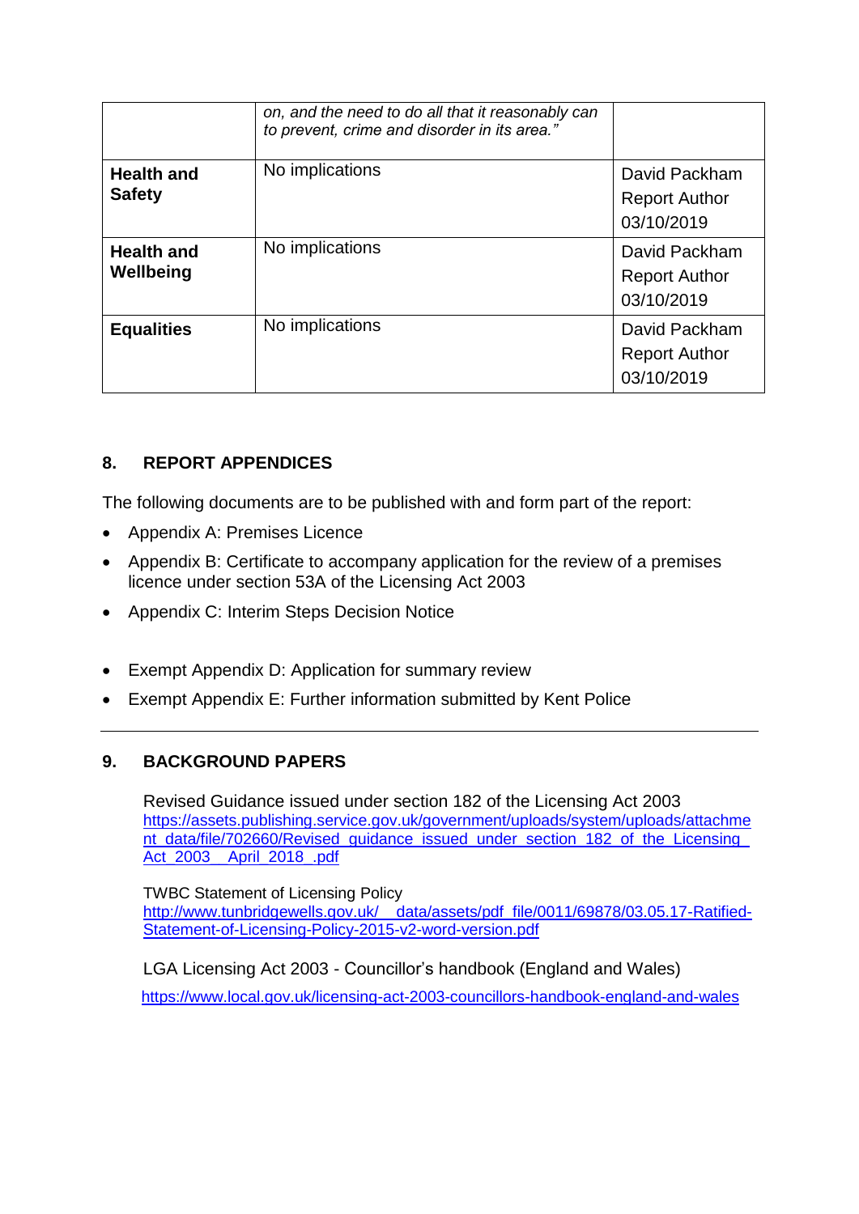| | | |
|---|---|---|
| | *on, and the need to do all that it reasonably can to prevent, crime and disorder in its area."* | |
| **Health and Safety** | No implications | David Packham<br>Report Author<br>03/10/2019 |
| **Health and Wellbeing** | No implications | David Packham<br>Report Author<br>03/10/2019 |
| **Equalities** | No implications | David Packham<br>Report Author<br>03/10/2019 |

## 8. REPORT APPENDICES

The following documents are to be published with and form part of the report:

- Appendix A: Premises Licence
- Appendix B: Certificate to accompany application for the review of a premises licence under section 53A of the Licensing Act 2003
- Appendix C: Interim Steps Decision Notice

- Exempt Appendix D: Application for summary review
- Exempt Appendix E: Further information submitted by Kent Police

---

## 9. BACKGROUND PAPERS

Revised Guidance issued under section 182 of the Licensing Act 2003
https://assets.publishing.service.gov.uk/government/uploads/system/uploads/attachment_data/file/702660/Revised_guidance_issued_under_section_182_of_the_Licensing_Act_2003__April_2018_.pdf

TWBC Statement of Licensing Policy
http://www.tunbridgewells.gov.uk/__data/assets/pdf_file/0011/69878/03.05.17-Ratified-Statement-of-Licensing-Policy-2015-v2-word-version.pdf

LGA Licensing Act 2003 - Councillor's handbook (England and Wales)
https://www.local.gov.uk/licensing-act-2003-councillors-handbook-england-and-wales